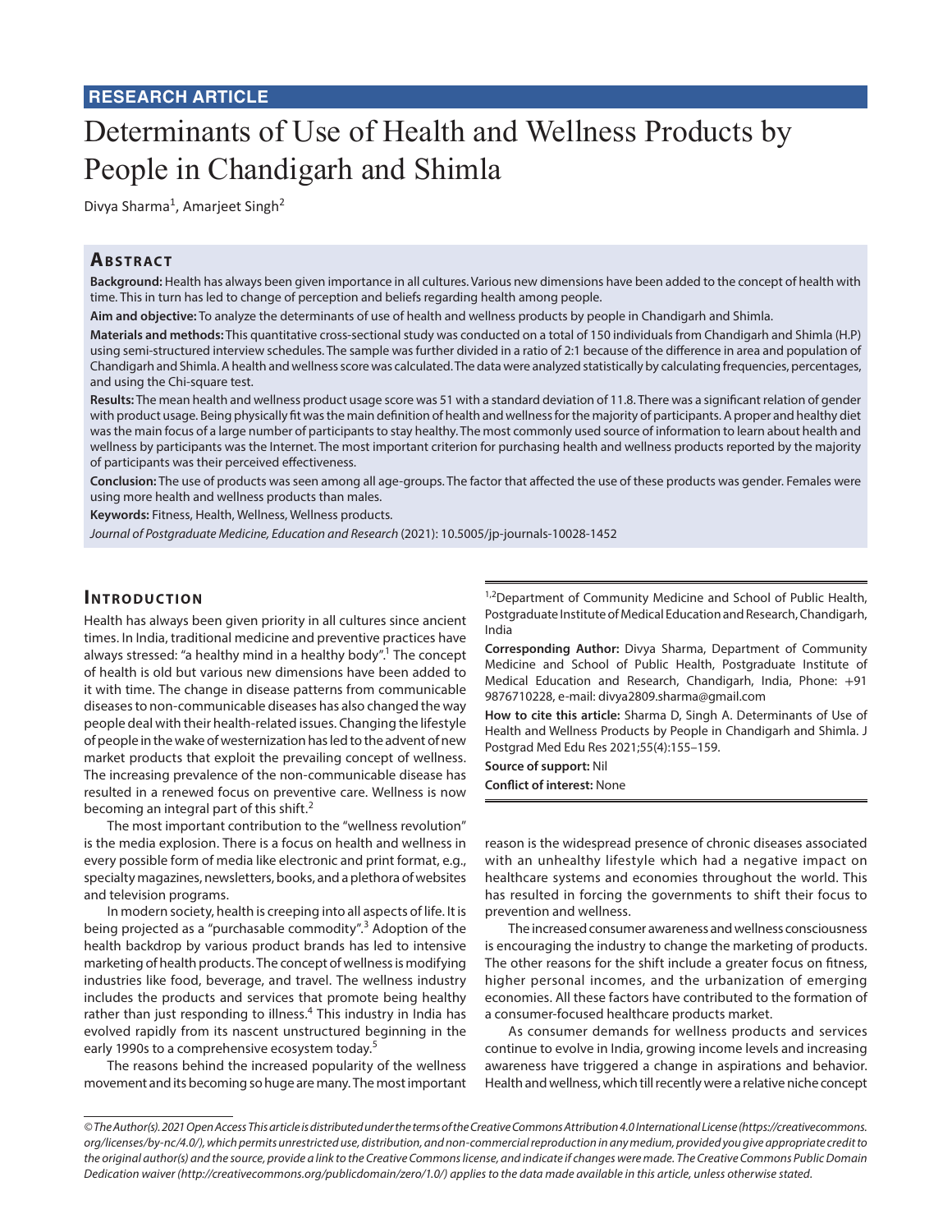**RESEARCH ARTICLE**

# Determinants of Use of Health and Wellness Products by People in Chandigarh and Shimla

Divya Sharma[1], Amarjeet Singh[2]

## Abstract

**Background:** Health has always been given importance in all cultures. Various new dimensions have been added to the concept of health with time. This in turn has led to change of perception and beliefs regarding health among people.

**Aim and objective:** To analyze the determinants of use of health and wellness products by people in Chandigarh and Shimla.

**Materials and methods:** This quantitative cross-sectional study was conducted on a total of 150 individuals from Chandigarh and Shimla (H.P) using semi-structured interview schedules. The sample was further divided in a ratio of 2:1 because of the difference in area and population of Chandigarh and Shimla. A health and wellness score was calculated. The data were analyzed statistically by calculating frequencies, percentages, and using the Chi-square test.

**Results:** The mean health and wellness product usage score was 51 with a standard deviation of 11.8. There was a significant relation of gender with product usage. Being physically fit was the main definition of health and wellness for the majority of participants. A proper and healthy diet was the main focus of a large number of participants to stay healthy. The most commonly used source of information to learn about health and wellness by participants was the Internet. The most important criterion for purchasing health and wellness products reported by the majority of participants was their perceived effectiveness.

**Conclusion:** The use of products was seen among all age-groups. The factor that affected the use of these products was gender. Females were using more health and wellness products than males.

**Keywords:** Fitness, Health, Wellness, Wellness products.

*Journal of Postgraduate Medicine, Education and Research* (2021): 10.5005/jp-journals-10028-1452

[1,2]Department of Community Medicine and School of Public Health, Postgraduate Institute of Medical Education and Research, Chandigarh, India

**Corresponding Author:** Divya Sharma, Department of Community Medicine and School of Public Health, Postgraduate Institute of Medical Education and Research, Chandigarh, India, Phone: +91 9876710228, e-mail: divya2809.sharma@gmail.com

**How to cite this article:** Sharma D, Singh A. Determinants of Use of Health and Wellness Products by People in Chandigarh and Shimla. J Postgrad Med Edu Res 2021;55(4):155–159.

**Source of support:** Nil

**Conflict of interest:** None

## Introduction

Health has always been given priority in all cultures since ancient times. In India, traditional medicine and preventive practices have always stressed: "a healthy mind in a healthy body".[1] The concept of health is old but various new dimensions have been added to it with time. The change in disease patterns from communicable diseases to non-communicable diseases has also changed the way people deal with their health-related issues. Changing the lifestyle of people in the wake of westernization has led to the advent of new market products that exploit the prevailing concept of wellness. The increasing prevalence of the non-communicable disease has resulted in a renewed focus on preventive care. Wellness is now becoming an integral part of this shift.[2]

The most important contribution to the "wellness revolution" is the media explosion. There is a focus on health and wellness in every possible form of media like electronic and print format, e.g., specialty magazines, newsletters, books, and a plethora of websites and television programs.

In modern society, health is creeping into all aspects of life. It is being projected as a "purchasable commodity".[3] Adoption of the health backdrop by various product brands has led to intensive marketing of health products. The concept of wellness is modifying industries like food, beverage, and travel. The wellness industry includes the products and services that promote being healthy rather than just responding to illness.[4] This industry in India has evolved rapidly from its nascent unstructured beginning in the early 1990s to a comprehensive ecosystem today.[5]

The reasons behind the increased popularity of the wellness movement and its becoming so huge are many. The most important reason is the widespread presence of chronic diseases associated with an unhealthy lifestyle which had a negative impact on healthcare systems and economies throughout the world. This has resulted in forcing the governments to shift their focus to prevention and wellness.

The increased consumer awareness and wellness consciousness is encouraging the industry to change the marketing of products. The other reasons for the shift include a greater focus on fitness, higher personal incomes, and the urbanization of emerging economies. All these factors have contributed to the formation of a consumer-focused healthcare products market.

As consumer demands for wellness products and services continue to evolve in India, growing income levels and increasing awareness have triggered a change in aspirations and behavior. Health and wellness, which till recently were a relative niche concept

*© The Author(s). 2021 Open Access This article is distributed under the terms of the Creative Commons Attribution 4.0 International License (https://creativecommons.org/licenses/by-nc/4.0/), which permits unrestricted use, distribution, and non-commercial reproduction in any medium, provided you give appropriate credit to the original author(s) and the source, provide a link to the Creative Commons license, and indicate if changes were made. The Creative Commons Public Domain Dedication waiver (http://creativecommons.org/publicdomain/zero/1.0/) applies to the data made available in this article, unless otherwise stated.*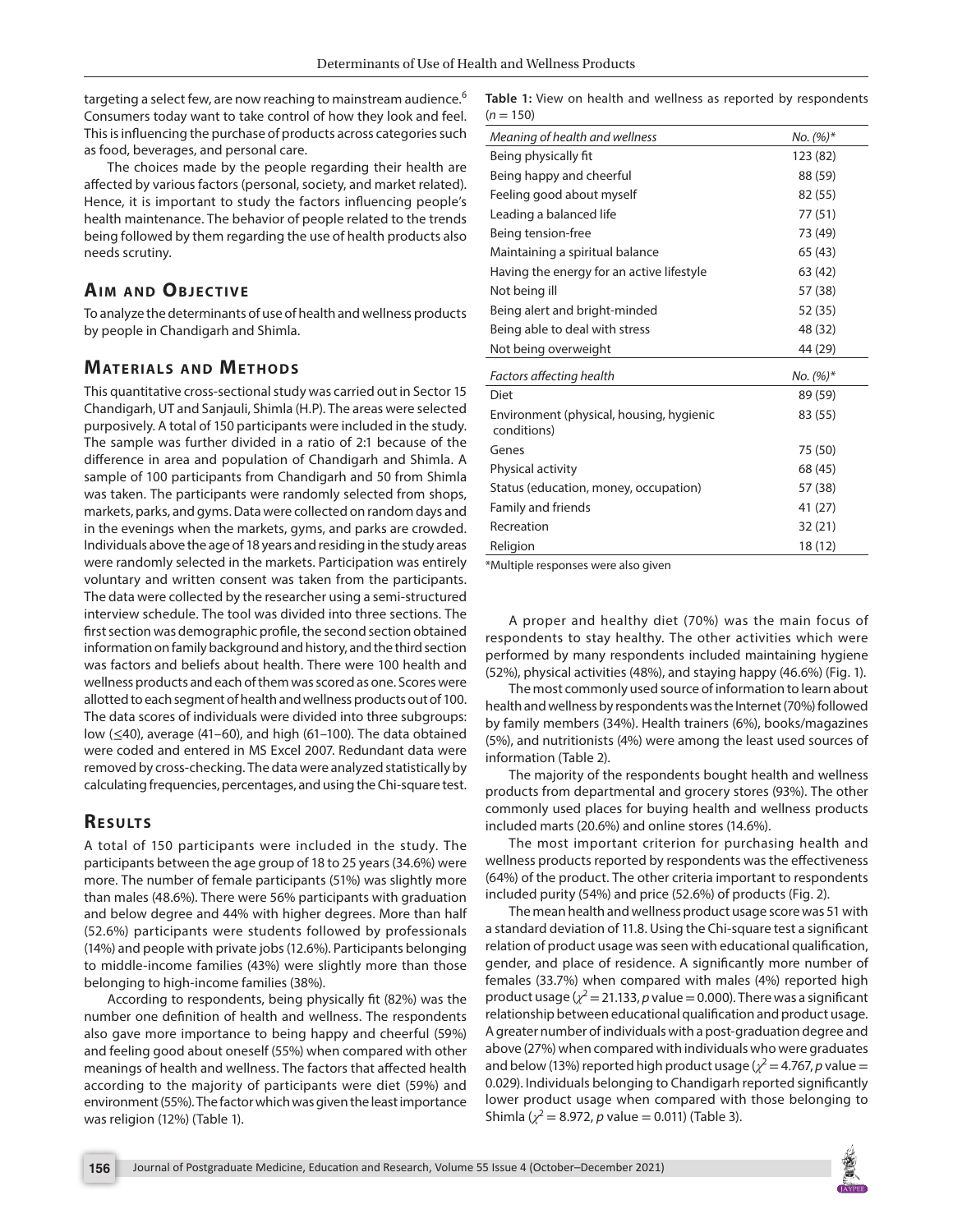targeting a select few, are now reaching to mainstream audience.[6] Consumers today want to take control of how they look and feel. This is influencing the purchase of products across categories such as food, beverages, and personal care.

The choices made by the people regarding their health are affected by various factors (personal, society, and market related). Hence, it is important to study the factors influencing people's health maintenance. The behavior of people related to the trends being followed by them regarding the use of health products also needs scrutiny.

## Aim and Objective

To analyze the determinants of use of health and wellness products by people in Chandigarh and Shimla.

## Materials and Methods

This quantitative cross-sectional study was carried out in Sector 15 Chandigarh, UT and Sanjauli, Shimla (H.P). The areas were selected purposively. A total of 150 participants were included in the study. The sample was further divided in a ratio of 2:1 because of the difference in area and population of Chandigarh and Shimla. A sample of 100 participants from Chandigarh and 50 from Shimla was taken. The participants were randomly selected from shops, markets, parks, and gyms. Data were collected on random days and in the evenings when the markets, gyms, and parks are crowded. Individuals above the age of 18 years and residing in the study areas were randomly selected in the markets. Participation was entirely voluntary and written consent was taken from the participants. The data were collected by the researcher using a semi-structured interview schedule. The tool was divided into three sections. The first section was demographic profile, the second section obtained information on family background and history, and the third section was factors and beliefs about health. There were 100 health and wellness products and each of them was scored as one. Scores were allotted to each segment of health and wellness products out of 100. The data scores of individuals were divided into three subgroups: low ($\leq$40), average (41–60), and high (61–100). The data obtained were coded and entered in MS Excel 2007. Redundant data were removed by cross-checking. The data were analyzed statistically by calculating frequencies, percentages, and using the Chi-square test.

## Results

A total of 150 participants were included in the study. The participants between the age group of 18 to 25 years (34.6%) were more. The number of female participants (51%) was slightly more than males (48.6%). There were 56% participants with graduation and below degree and 44% with higher degrees. More than half (52.6%) participants were students followed by professionals (14%) and people with private jobs (12.6%). Participants belonging to middle-income families (43%) were slightly more than those belonging to high-income families (38%).

According to respondents, being physically fit (82%) was the number one definition of health and wellness. The respondents also gave more importance to being happy and cheerful (59%) and feeling good about oneself (55%) when compared with other meanings of health and wellness. The factors that affected health according to the majority of participants were diet (59%) and environment (55%). The factor which was given the least importance was religion (12%) (Table 1).

**Table 1:** View on health and wellness as reported by respondents ($n = 150$)

| *Meaning of health and wellness* | *No. (%)\** |
|---|---|
| Being physically fit | 123 (82) |
| Being happy and cheerful | 88 (59) |
| Feeling good about myself | 82 (55) |
| Leading a balanced life | 77 (51) |
| Being tension-free | 73 (49) |
| Maintaining a spiritual balance | 65 (43) |
| Having the energy for an active lifestyle | 63 (42) |
| Not being ill | 57 (38) |
| Being alert and bright-minded | 52 (35) |
| Being able to deal with stress | 48 (32) |
| Not being overweight | 44 (29) |
| ***Factors affecting health*** | ***No. (%)\**** |
| Diet | 89 (59) |
| Environment (physical, housing, hygienic conditions) | 83 (55) |
| Genes | 75 (50) |
| Physical activity | 68 (45) |
| Status (education, money, occupation) | 57 (38) |
| Family and friends | 41 (27) |
| Recreation | 32 (21) |
| Religion | 18 (12) |

*Multiple responses were also given

A proper and healthy diet (70%) was the main focus of respondents to stay healthy. The other activities which were performed by many respondents included maintaining hygiene (52%), physical activities (48%), and staying happy (46.6%) (Fig. 1).

The most commonly used source of information to learn about health and wellness by respondents was the Internet (70%) followed by family members (34%). Health trainers (6%), books/magazines (5%), and nutritionists (4%) were among the least used sources of information (Table 2).

The majority of the respondents bought health and wellness products from departmental and grocery stores (93%). The other commonly used places for buying health and wellness products included marts (20.6%) and online stores (14.6%).

The most important criterion for purchasing health and wellness products reported by respondents was the effectiveness (64%) of the product. The other criteria important to respondents included purity (54%) and price (52.6%) of products (Fig. 2).

The mean health and wellness product usage score was 51 with a standard deviation of 11.8. Using the Chi-square test a significant relation of product usage was seen with educational qualification, gender, and place of residence. A significantly more number of females (33.7%) when compared with males (4%) reported high product usage ($\chi^2 = 21.133$, $p$ value = 0.000). There was a significant relationship between educational qualification and product usage. A greater number of individuals with a post-graduation degree and above (27%) when compared with individuals who were graduates and below (13%) reported high product usage ($\chi^2 = 4.767$, $p$ value = 0.029). Individuals belonging to Chandigarh reported significantly lower product usage when compared with those belonging to Shimla ($\chi^2 = 8.972$, $p$ value = 0.011) (Table 3).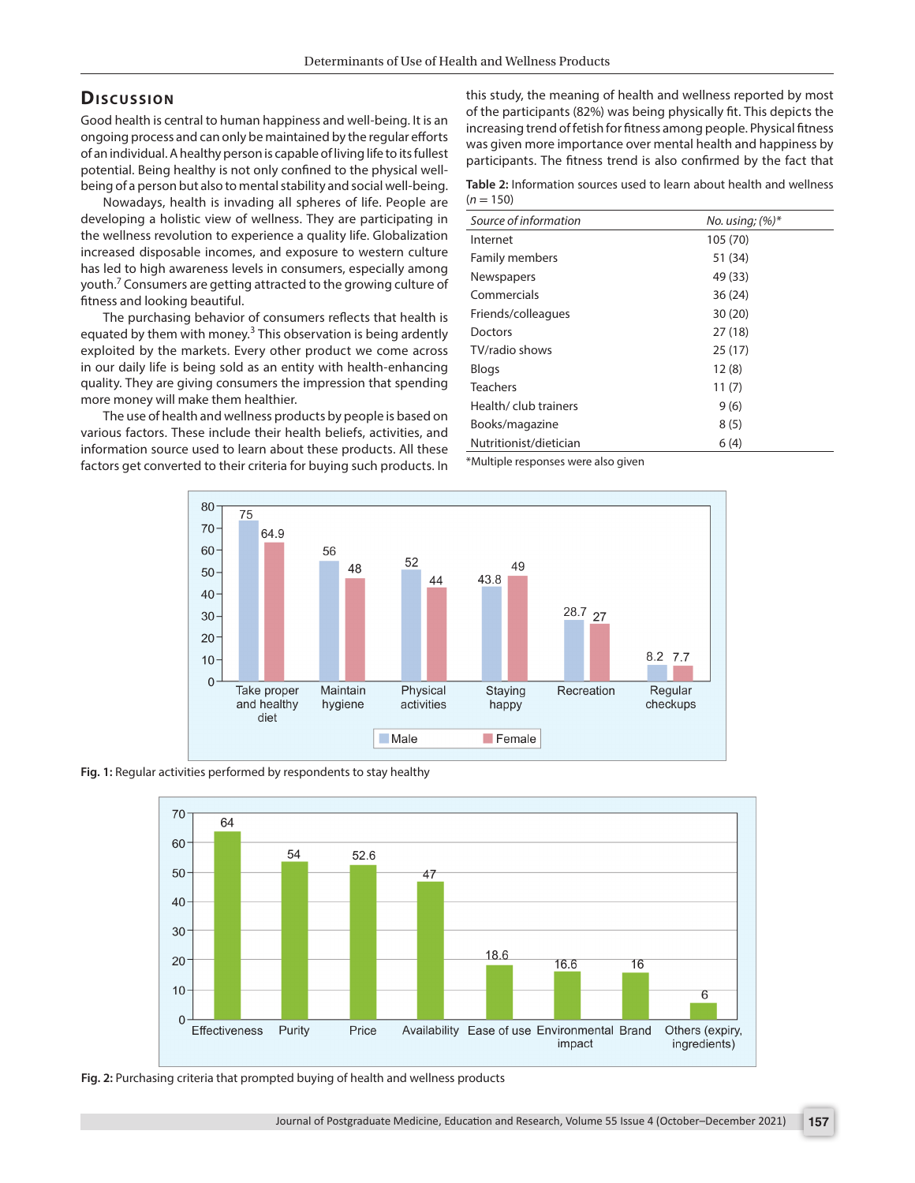## Discussion

Good health is central to human happiness and well-being. It is an ongoing process and can only be maintained by the regular efforts of an individual. A healthy person is capable of living life to its fullest potential. Being healthy is not only confined to the physical well-being of a person but also to mental stability and social well-being.

Nowadays, health is invading all spheres of life. People are developing a holistic view of wellness. They are participating in the wellness revolution to experience a quality life. Globalization increased disposable incomes, and exposure to western culture has led to high awareness levels in consumers, especially among youth.[7] Consumers are getting attracted to the growing culture of fitness and looking beautiful.

The purchasing behavior of consumers reflects that health is equated by them with money.[3] This observation is being ardently exploited by the markets. Every other product we come across in our daily life is being sold as an entity with health-enhancing quality. They are giving consumers the impression that spending more money will make them healthier.

The use of health and wellness products by people is based on various factors. These include their health beliefs, activities, and information source used to learn about these products. All these factors get converted to their criteria for buying such products. In this study, the meaning of health and wellness reported by most of the participants (82%) was being physically fit. This depicts the increasing trend of fetish for fitness among people. Physical fitness was given more importance over mental health and happiness by participants. The fitness trend is also confirmed by the fact that

**Table 2:** Information sources used to learn about health and wellness (*n* = 150)

| *Source of information* | *No. using; (%)** |
|---|---|
| Internet | 105 (70) |
| Family members | 51 (34) |
| Newspapers | 49 (33) |
| Commercials | 36 (24) |
| Friends/colleagues | 30 (20) |
| Doctors | 27 (18) |
| TV/radio shows | 25 (17) |
| Blogs | 12 (8) |
| Teachers | 11 (7) |
| Health/ club trainers | 9 (6) |
| Books/magazine | 8 (5) |
| Nutritionist/dietician | 6 (4) |

*Multiple responses were also given

| Activity | Male | Female |
|---|---|---|
| Take proper and healthy diet | 75 | 64.9 |
| Maintain hygiene | 56 | 48 |
| Physical activities | 52 | 44 |
| Staying happy | 43.8 | 49 |
| Recreation | 28.7 | 27 |
| Regular checkups | 8.2 | 7.7 |

**Fig. 1:** Regular activities performed by respondents to stay healthy

| Criteria | Value |
|---|---|
| Effectiveness | 64 |
| Purity | 54 |
| Price | 52.6 |
| Availability | 47 |
| Ease of use | 18.6 |
| Environmental impact | 16.6 |
| Brand | 16 |
| Others (expiry, ingredients) | 6 |

**Fig. 2:** Purchasing criteria that prompted buying of health and wellness products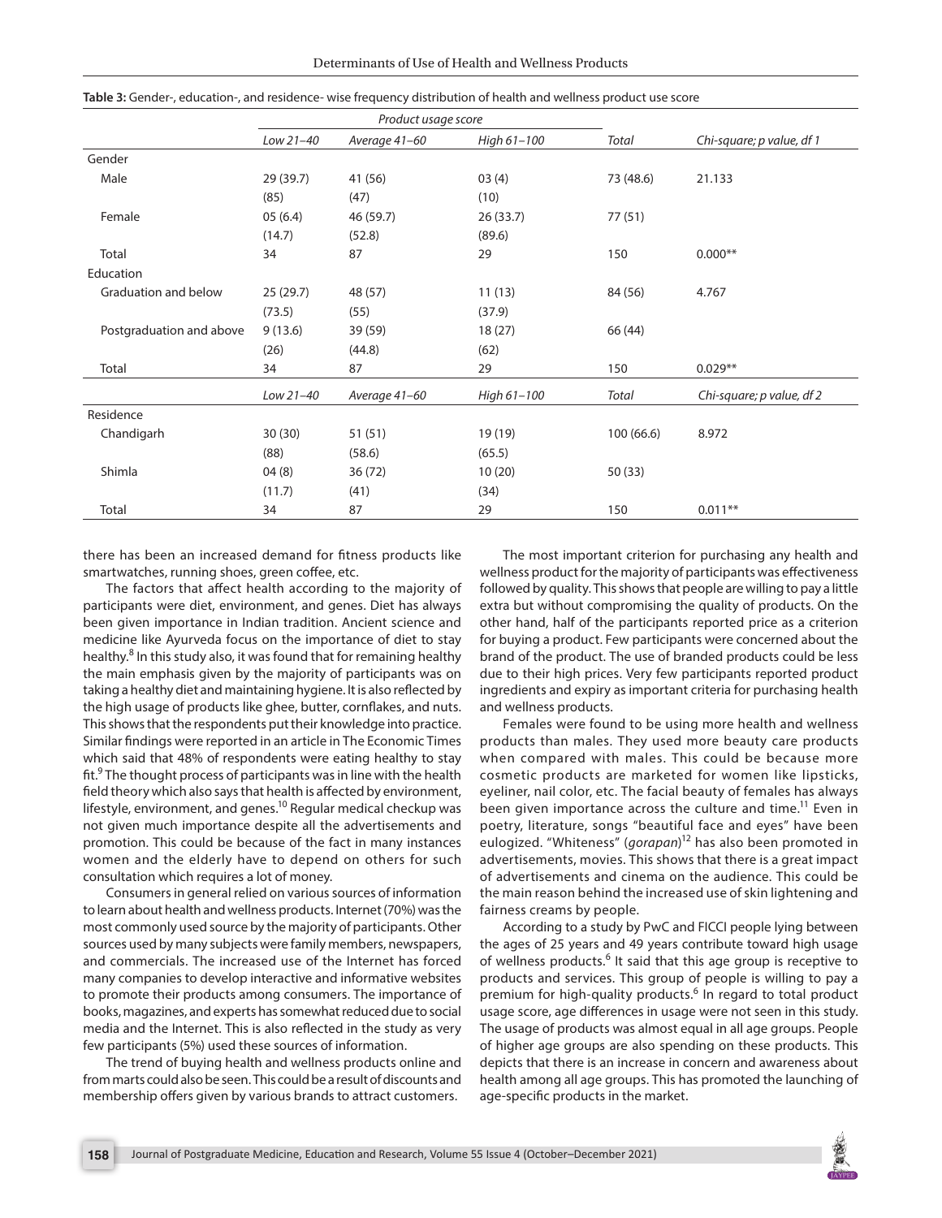**Table 3:** Gender-, education-, and residence- wise frequency distribution of health and wellness product use score

| | Product usage score | | | | |
|---|---|---|---|---|---|
| | *Low 21–40* | *Average 41–60* | *High 61–100* | *Total* | *Chi-square; p value, df 1* |
| Gender | | | | | |
| Male | 29 (39.7) | 41 (56) | 03 (4) | 73 (48.6) | 21.133 |
| | (85) | (47) | (10) | | |
| Female | 05 (6.4) | 46 (59.7) | 26 (33.7) | 77 (51) | |
| | (14.7) | (52.8) | (89.6) | | |
| Total | 34 | 87 | 29 | 150 | 0.000** |
| Education | | | | | |
| Graduation and below | 25 (29.7) | 48 (57) | 11 (13) | 84 (56) | 4.767 |
| | (73.5) | (55) | (37.9) | | |
| Postgraduation and above | 9 (13.6) | 39 (59) | 18 (27) | 66 (44) | |
| | (26) | (44.8) | (62) | | |
| Total | 34 | 87 | 29 | 150 | 0.029** |
| | *Low 21–40* | *Average 41–60* | *High 61–100* | *Total* | *Chi-square; p value, df 2* |
| Residence | | | | | |
| Chandigarh | 30 (30) | 51 (51) | 19 (19) | 100 (66.6) | 8.972 |
| | (88) | (58.6) | (65.5) | | |
| Shimla | 04 (8) | 36 (72) | 10 (20) | 50 (33) | |
| | (11.7) | (41) | (34) | | |
| Total | 34 | 87 | 29 | 150 | 0.011** |

there has been an increased demand for fitness products like smartwatches, running shoes, green coffee, etc.

The factors that affect health according to the majority of participants were diet, environment, and genes. Diet has always been given importance in Indian tradition. Ancient science and medicine like Ayurveda focus on the importance of diet to stay healthy.[8] In this study also, it was found that for remaining healthy the main emphasis given by the majority of participants was on taking a healthy diet and maintaining hygiene. It is also reflected by the high usage of products like ghee, butter, cornflakes, and nuts. This shows that the respondents put their knowledge into practice. Similar findings were reported in an article in The Economic Times which said that 48% of respondents were eating healthy to stay fit.[9] The thought process of participants was in line with the health field theory which also says that health is affected by environment, lifestyle, environment, and genes.[10] Regular medical checkup was not given much importance despite all the advertisements and promotion. This could be because of the fact in many instances women and the elderly have to depend on others for such consultation which requires a lot of money.

Consumers in general relied on various sources of information to learn about health and wellness products. Internet (70%) was the most commonly used source by the majority of participants. Other sources used by many subjects were family members, newspapers, and commercials. The increased use of the Internet has forced many companies to develop interactive and informative websites to promote their products among consumers. The importance of books, magazines, and experts has somewhat reduced due to social media and the Internet. This is also reflected in the study as very few participants (5%) used these sources of information.

The trend of buying health and wellness products online and from marts could also be seen. This could be a result of discounts and membership offers given by various brands to attract customers.

The most important criterion for purchasing any health and wellness product for the majority of participants was effectiveness followed by quality. This shows that people are willing to pay a little extra but without compromising the quality of products. On the other hand, half of the participants reported price as a criterion for buying a product. Few participants were concerned about the brand of the product. The use of branded products could be less due to their high prices. Very few participants reported product ingredients and expiry as important criteria for purchasing health and wellness products.

Females were found to be using more health and wellness products than males. They used more beauty care products when compared with males. This could be because more cosmetic products are marketed for women like lipsticks, eyeliner, nail color, etc. The facial beauty of females has always been given importance across the culture and time.[11] Even in poetry, literature, songs "beautiful face and eyes" have been eulogized. "Whiteness" (*gorapan*)[12] has also been promoted in advertisements, movies. This shows that there is a great impact of advertisements and cinema on the audience. This could be the main reason behind the increased use of skin lightening and fairness creams by people.

According to a study by PwC and FICCI people lying between the ages of 25 years and 49 years contribute toward high usage of wellness products.[6] It said that this age group is receptive to products and services. This group of people is willing to pay a premium for high-quality products.[6] In regard to total product usage score, age differences in usage were not seen in this study. The usage of products was almost equal in all age groups. People of higher age groups are also spending on these products. This depicts that there is an increase in concern and awareness about health among all age groups. This has promoted the launching of age-specific products in the market.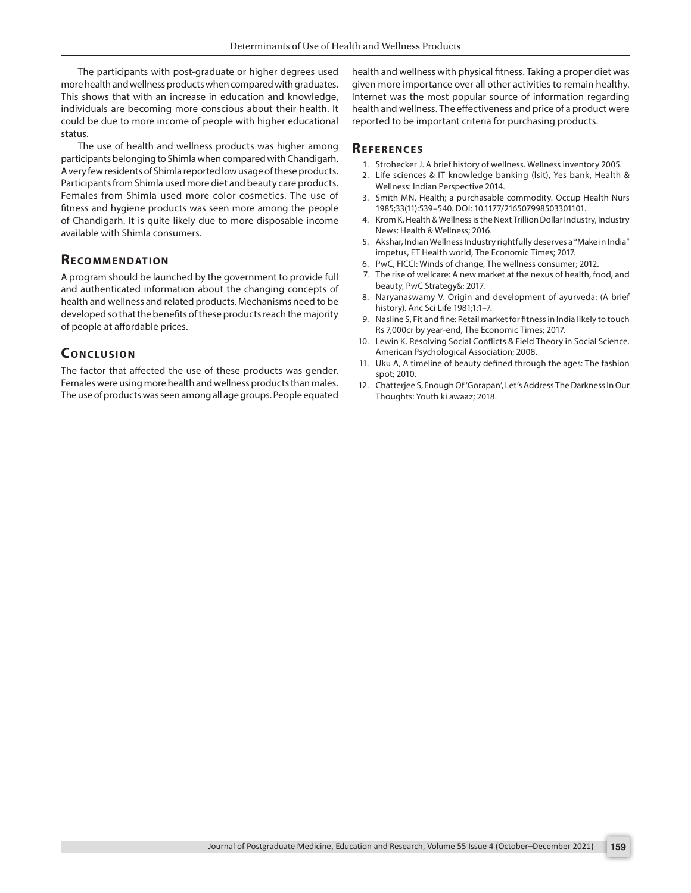The participants with post-graduate or higher degrees used more health and wellness products when compared with graduates. This shows that with an increase in education and knowledge, individuals are becoming more conscious about their health. It could be due to more income of people with higher educational status.

The use of health and wellness products was higher among participants belonging to Shimla when compared with Chandigarh. A very few residents of Shimla reported low usage of these products. Participants from Shimla used more diet and beauty care products. Females from Shimla used more color cosmetics. The use of fitness and hygiene products was seen more among the people of Chandigarh. It is quite likely due to more disposable income available with Shimla consumers.

## Recommendation

A program should be launched by the government to provide full and authenticated information about the changing concepts of health and wellness and related products. Mechanisms need to be developed so that the benefits of these products reach the majority of people at affordable prices.

## Conclusion

The factor that affected the use of these products was gender. Females were using more health and wellness products than males. The use of products was seen among all age groups. People equated health and wellness with physical fitness. Taking a proper diet was given more importance over all other activities to remain healthy. Internet was the most popular source of information regarding health and wellness. The effectiveness and price of a product were reported to be important criteria for purchasing products.

## References

1. Strohecker J. A brief history of wellness. Wellness inventory 2005.
2. Life sciences & IT knowledge banking (lsit), Yes bank, Health & Wellness: Indian Perspective 2014.
3. Smith MN. Health; a purchasable commodity. Occup Health Nurs 1985;33(11):539–540. DOI: 10.1177/216507998503301101.
4. Krom K, Health & Wellness is the Next Trillion Dollar Industry, Industry News: Health & Wellness; 2016.
5. Akshar, Indian Wellness Industry rightfully deserves a "Make in India" impetus, ET Health world, The Economic Times; 2017.
6. PwC, FICCI: Winds of change, The wellness consumer; 2012.
7. The rise of wellcare: A new market at the nexus of health, food, and beauty, PwC Strategy&; 2017.
8. Naryanaswamy V. Origin and development of ayurveda: (A brief history). Anc Sci Life 1981;1:1–7.
9. Nasline S, Fit and fine: Retail market for fitness in India likely to touch Rs 7,000cr by year-end, The Economic Times; 2017.
10. Lewin K. Resolving Social Conflicts & Field Theory in Social Science. American Psychological Association; 2008.
11. Uku A, A timeline of beauty defined through the ages: The fashion spot; 2010.
12. Chatterjee S, Enough Of 'Gorapan', Let's Address The Darkness In Our Thoughts: Youth ki awaaz; 2018.